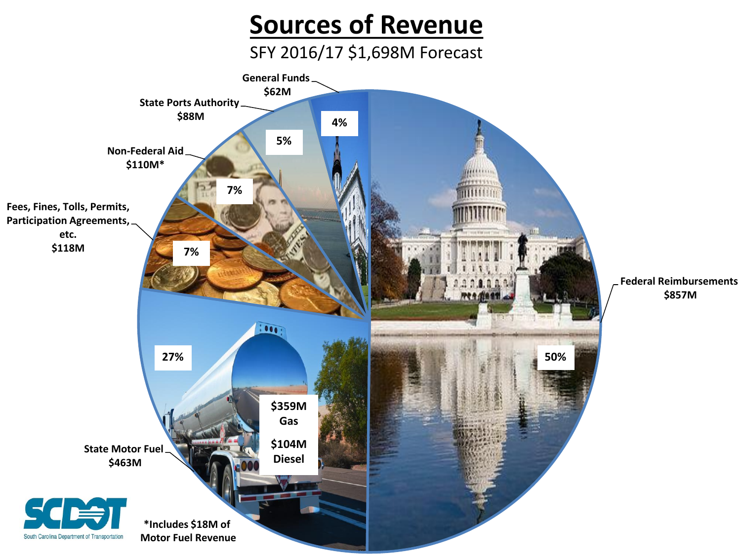# Sources of Revenue

SFY 2016/17 $1,698M Forecast

General Funds
$62M

4%

State Ports Authority
$88M

5%

Non-Federal Aid
$110M*

7%

Fees, Fines, Tolls, Permits, Participation Agreements, etc.
$118M

7%

Federal Reimbursements
$857M

50%

State Motor Fuel
$463M

27%

$359M
Gas

$104M
Diesel

SCDOT
South Carolina Department of Transportation

*Includes $18M of Motor Fuel Revenue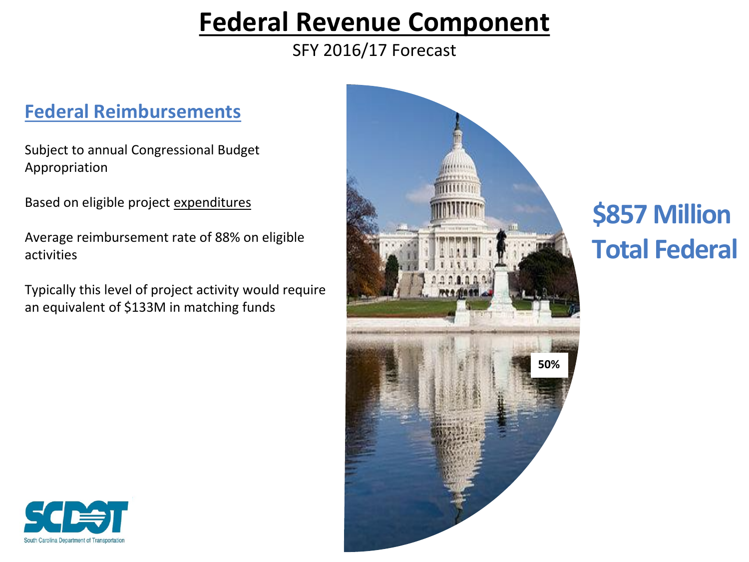# Federal Revenue Component

SFY 2016/17 Forecast

## Federal Reimbursements

Subject to annual Congressional Budget Appropriation

Based on eligible project expenditures

Average reimbursement rate of 88% on eligible activities

Typically this level of project activity would require an equivalent of $133M in matching funds

50%

**$857 Million Total Federal**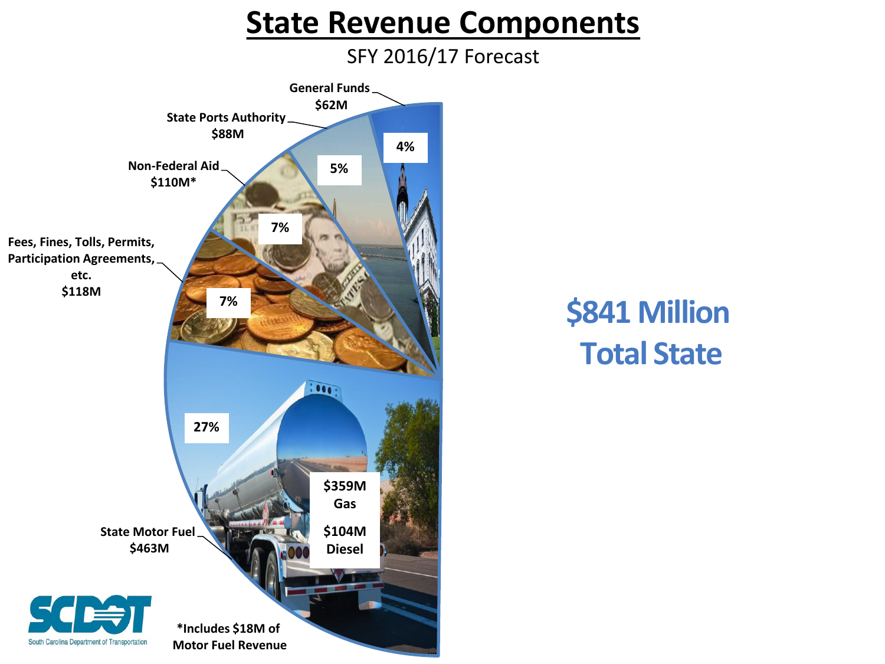# State Revenue Components

SFY 2016/17 Forecast

General Funds
$62M

4%

State Ports Authority
$88M

5%

Non-Federal Aid
$110M*

7%

Fees, Fines, Tolls, Permits, Participation Agreements, etc.
$118M

7%

27%

State Motor Fuel
$463M

$359M
Gas

$104M
Diesel

**$841 Million**
**Total State**

*Includes $18M of Motor Fuel Revenue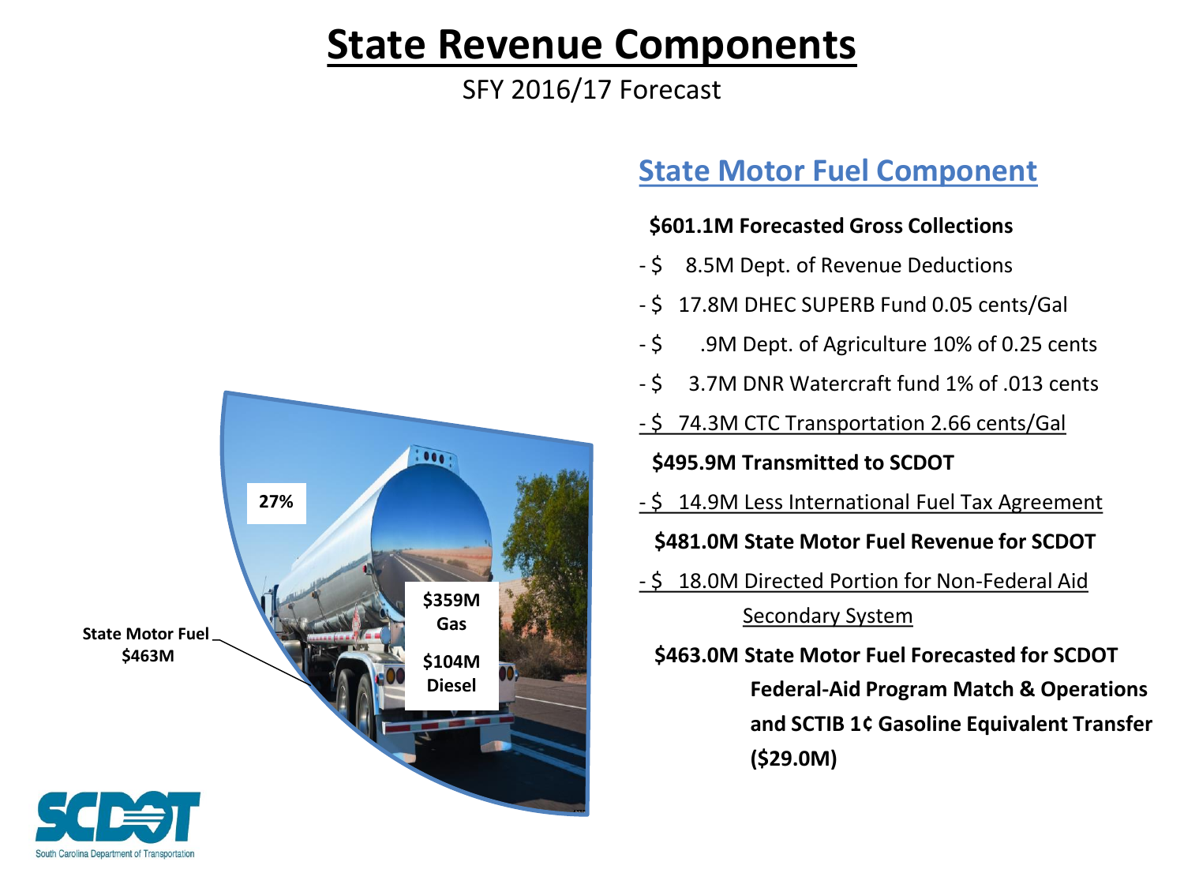# State Revenue Components

SFY 2016/17 Forecast

27%

State Motor Fuel
$463M

$359M
Gas

$104M
Diesel

## State Motor Fuel Component

**$601.1M Forecasted Gross Collections**

- $ 8.5M Dept. of Revenue Deductions
- $ 17.8M DHEC SUPERB Fund 0.05 cents/Gal
- $ .9M Dept. of Agriculture 10% of 0.25 cents
- $ 3.7M DNR Watercraft fund 1% of .013 cents
- $ 74.3M CTC Transportation 2.66 cents/Gal

**$495.9M Transmitted to SCDOT**

- $ 14.9M Less International Fuel Tax Agreement

**$481.0M State Motor Fuel Revenue for SCDOT**

- $ 18.0M Directed Portion for Non-Federal Aid Secondary System

**$463.0M State Motor Fuel Forecasted for SCDOT Federal-Aid Program Match & Operations and SCTIB 1¢ Gasoline Equivalent Transfer ($29.0M)**

SCDOT
South Carolina Department of Transportation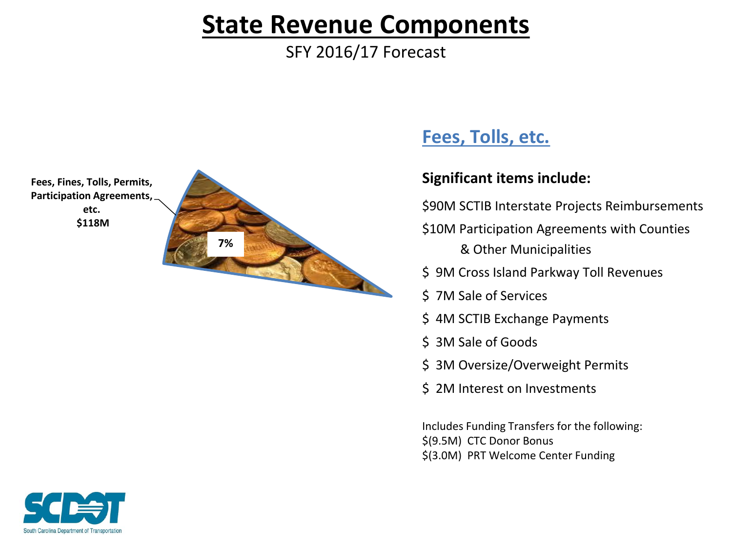# State Revenue Components

SFY 2016/17 Forecast

Fees, Fines, Tolls, Permits, Participation Agreements, etc.
$118M

7%

## Fees, Tolls, etc.

### Significant items include:

$90M SCTIB Interstate Projects Reimbursements

$10M Participation Agreements with Counties & Other Municipalities

$ 9M Cross Island Parkway Toll Revenues

$ 7M Sale of Services

$ 4M SCTIB Exchange Payments

$ 3M Sale of Goods

$ 3M Oversize/Overweight Permits

$ 2M Interest on Investments

Includes Funding Transfers for the following:
$(9.5M) CTC Donor Bonus
$(3.0M) PRT Welcome Center Funding

SCDOT
South Carolina Department of Transportation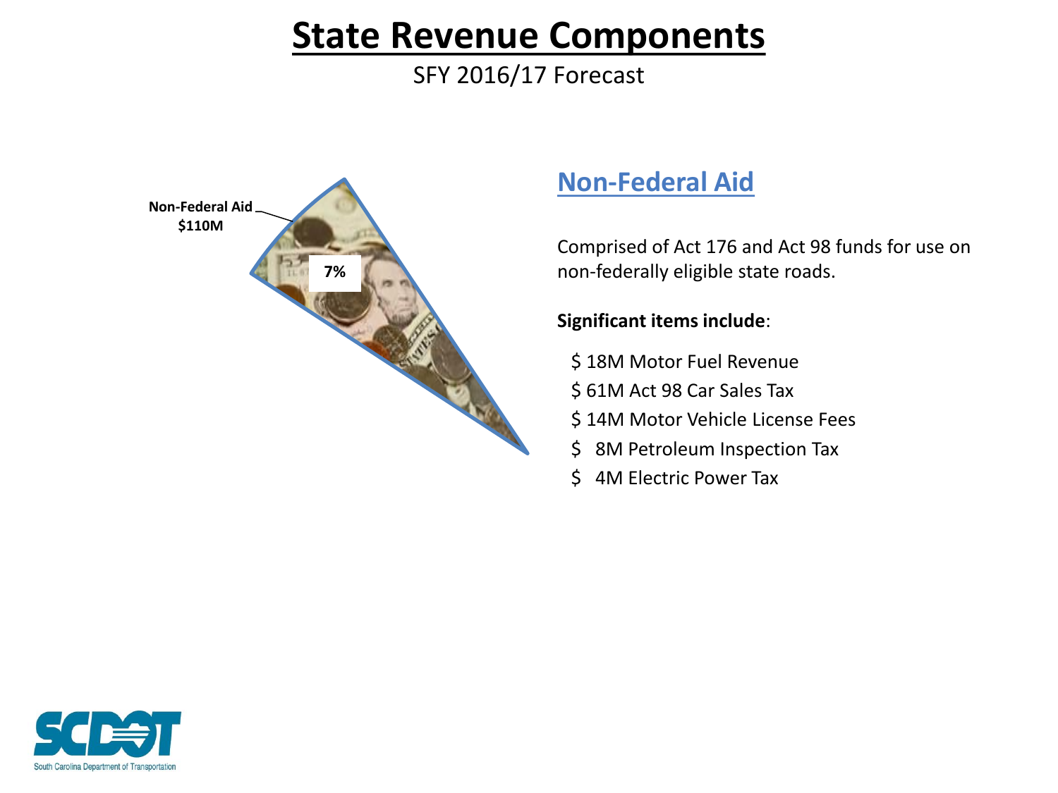# State Revenue Components

SFY 2016/17 Forecast

Non-Federal Aid
$110M

7%

## Non-Federal Aid

Comprised of Act 176 and Act 98 funds for use on non-federally eligible state roads.

**Significant items include**:

- $ 18M Motor Fuel Revenue
- $ 61M Act 98 Car Sales Tax
- $ 14M Motor Vehicle License Fees
- $ 8M Petroleum Inspection Tax
- $ 4M Electric Power Tax

SCDOT
South Carolina Department of Transportation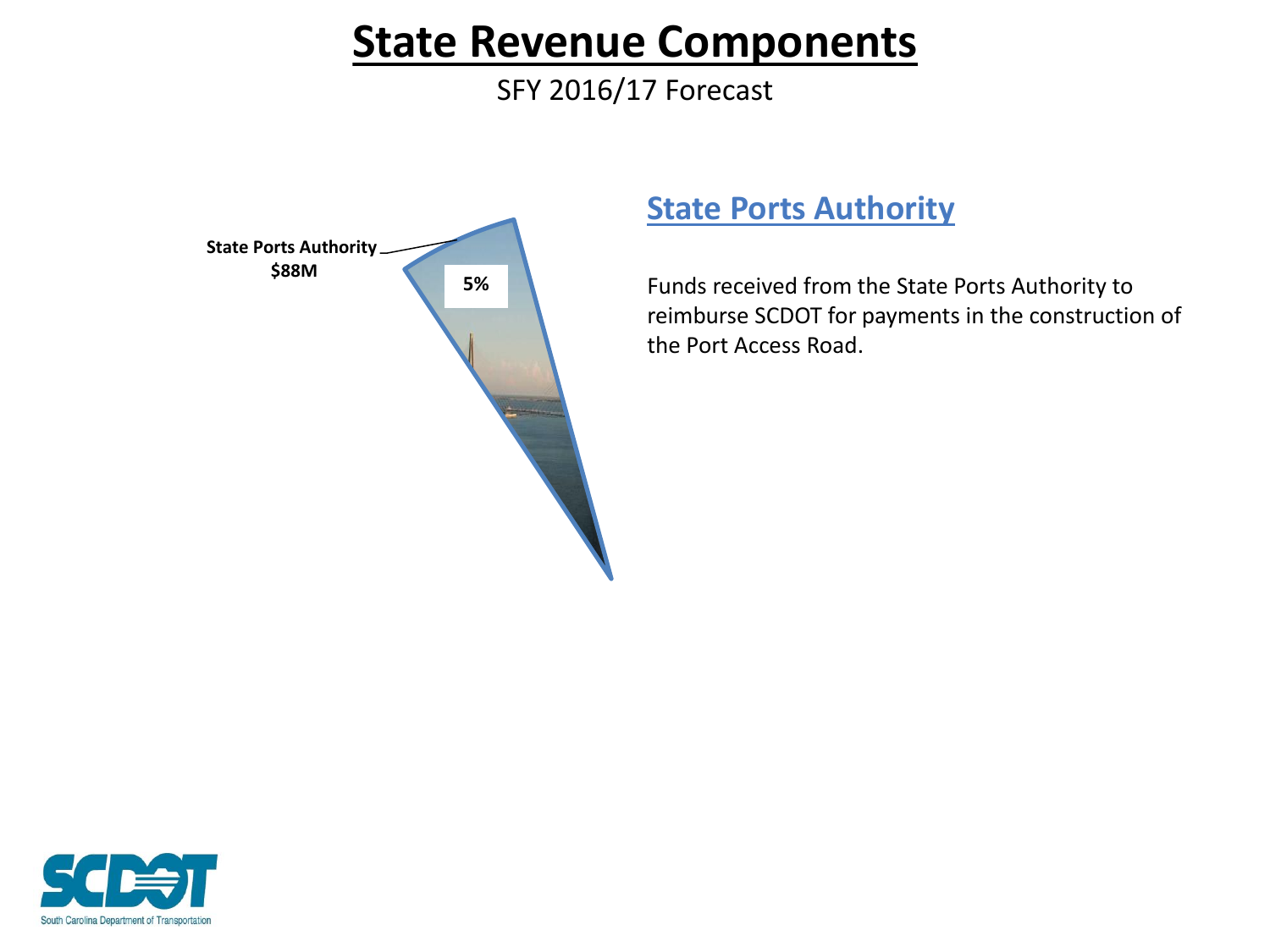# State Revenue Components

SFY 2016/17 Forecast

State Ports Authority
$88M

5%

## State Ports Authority

Funds received from the State Ports Authority to reimburse SCDOT for payments in the construction of the Port Access Road.

SCDOT
South Carolina Department of Transportation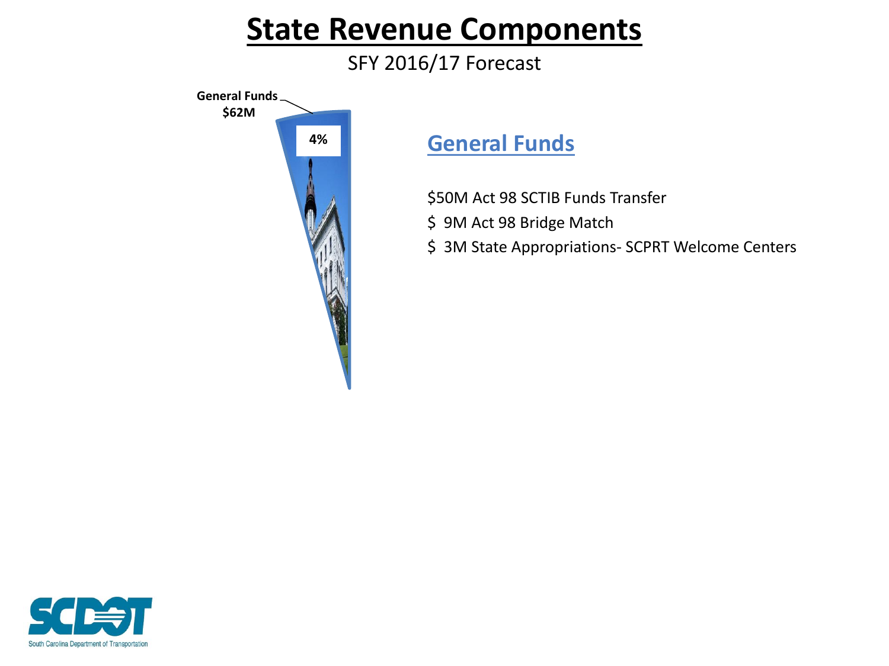# State Revenue Components

SFY 2016/17 Forecast

General Funds
$62M

4%

## General Funds

$50M Act 98 SCTIB Funds Transfer

$ 9M Act 98 Bridge Match

$ 3M State Appropriations- SCPRT Welcome Centers

SCDOT
South Carolina Department of Transportation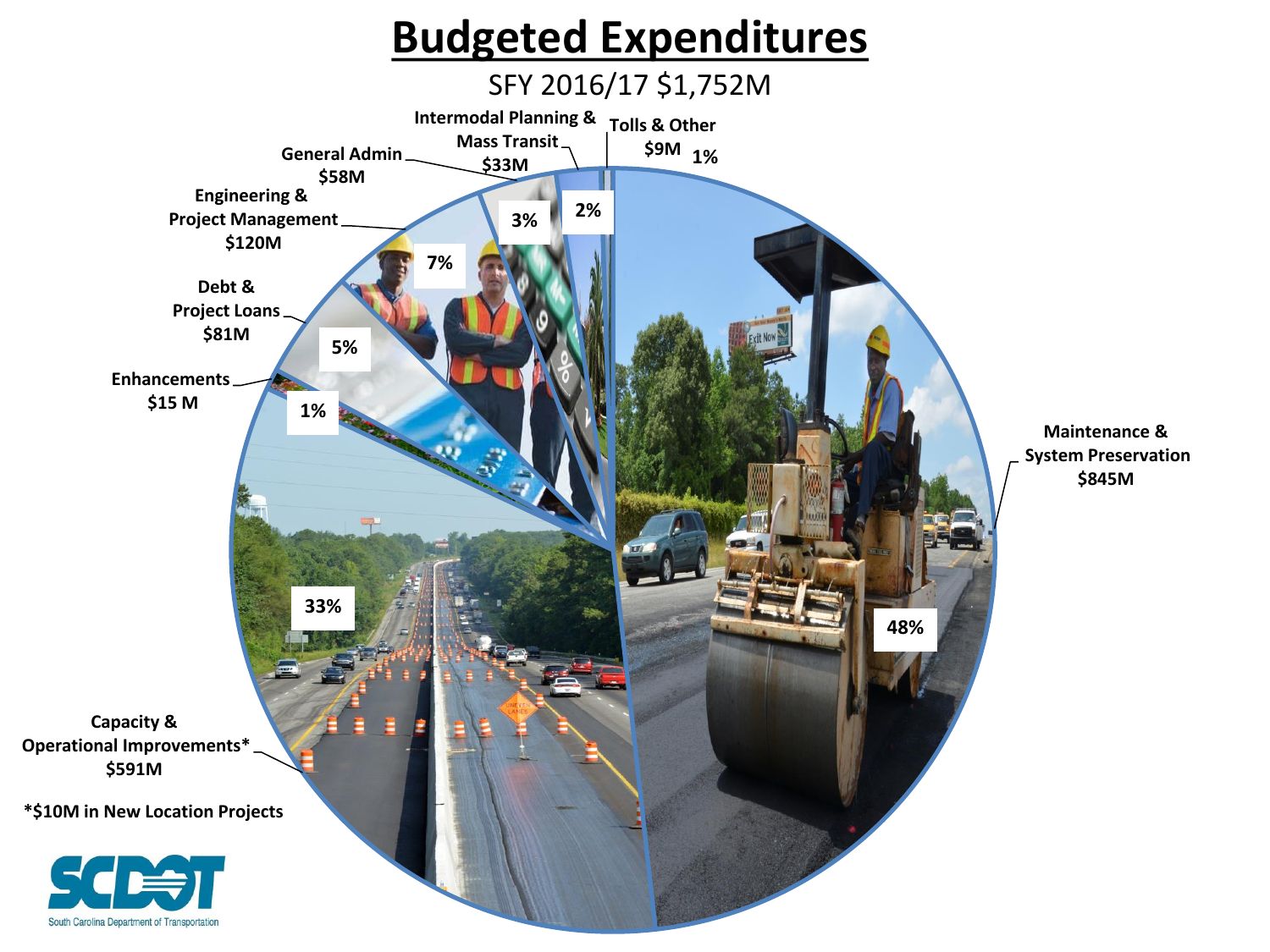# Budgeted Expenditures

SFY 2016/17 $1,752M

Intermodal Planning & Mass Transit $33M

Tolls & Other $9M 1%

General Admin $58M

2%

3%

Engineering & Project Management $120M

7%

Debt & Project Loans $81M

5%

Enhancements $15 M

1%

Maintenance & System Preservation $845M

33%

48%

Capacity & Operational Improvements* $591M

*$10M in New Location Projects

SCDOT

South Carolina Department of Transportation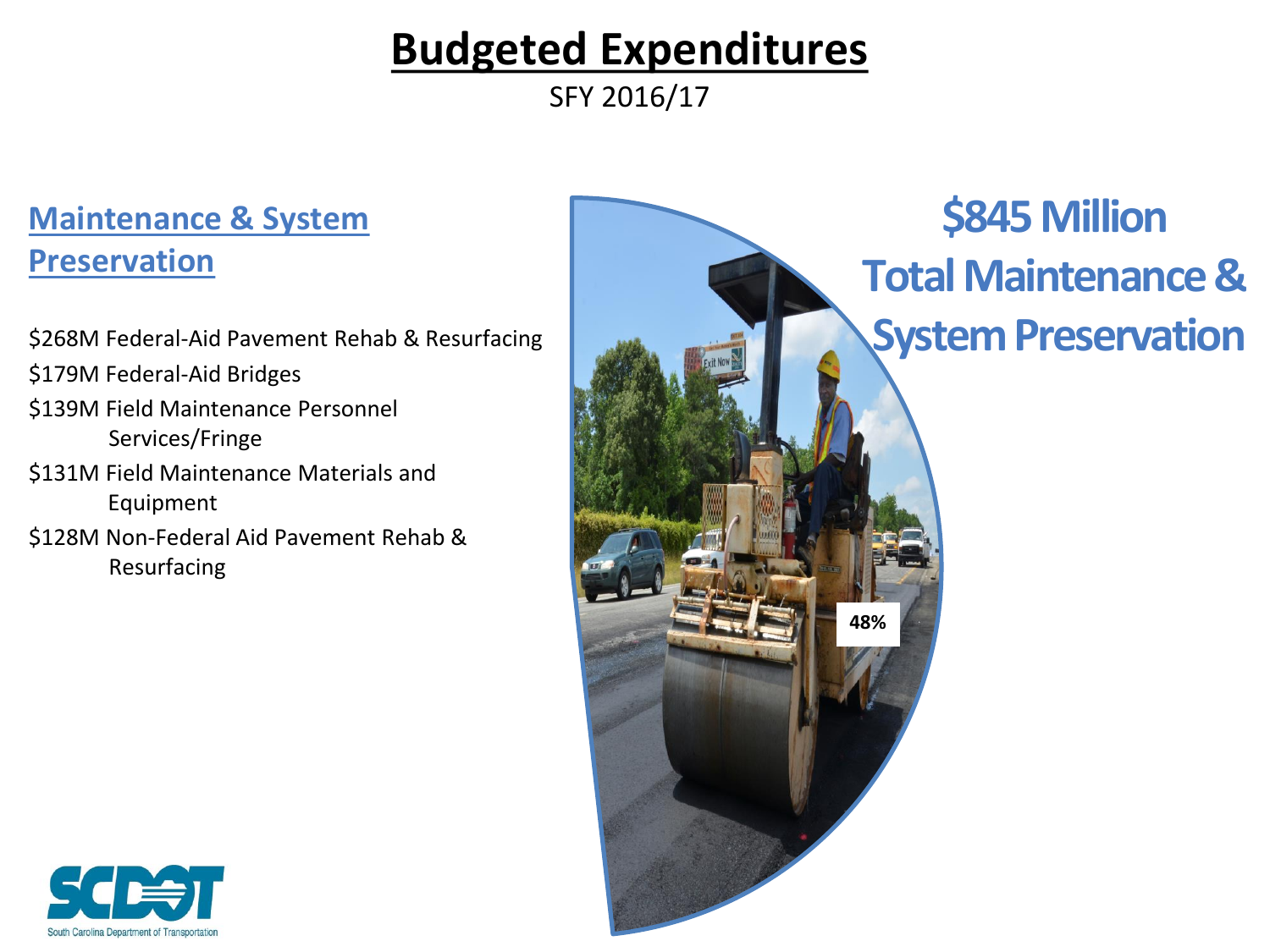# Budgeted Expenditures

SFY 2016/17

## Maintenance & System Preservation

- $268M Federal-Aid Pavement Rehab & Resurfacing
- $179M Federal-Aid Bridges
- $139M Field Maintenance Personnel Services/Fringe
- $131M Field Maintenance Materials and Equipment
- $128M Non-Federal Aid Pavement Rehab & Resurfacing

## $845 Million Total Maintenance & System Preservation

48%

South Carolina Department of Transportation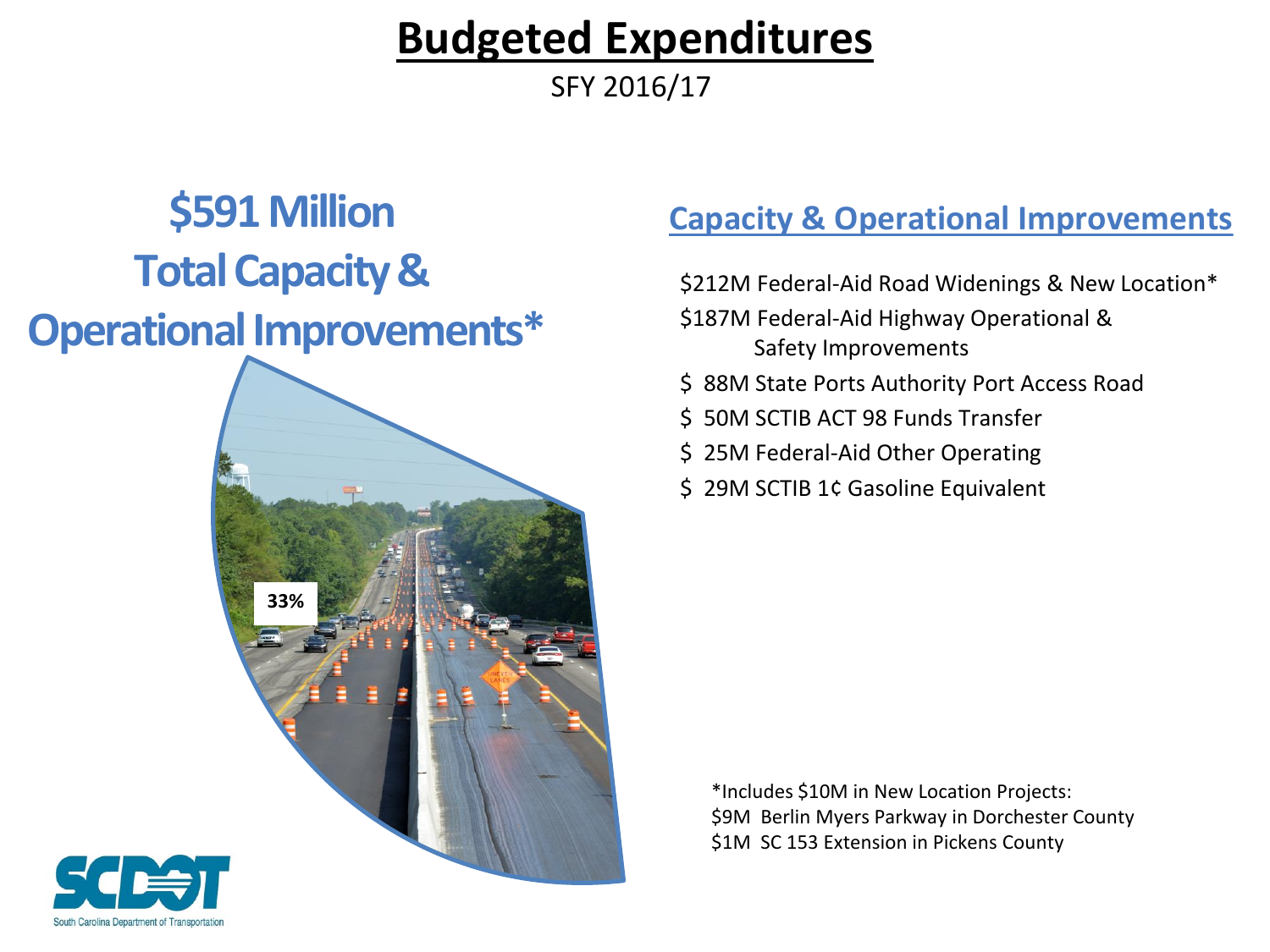# Budgeted Expenditures

SFY 2016/17

## $591 Million Total Capacity & Operational Improvements*

33%

## Capacity & Operational Improvements

- $212M Federal-Aid Road Widenings & New Location*
- $187M Federal-Aid Highway Operational & Safety Improvements
- $ 88M State Ports Authority Port Access Road
- $ 50M SCTIB ACT 98 Funds Transfer
- $ 25M Federal-Aid Other Operating
- $ 29M SCTIB 1¢ Gasoline Equivalent

*Includes $10M in New Location Projects:
$9M Berlin Myers Parkway in Dorchester County
$1M SC 153 Extension in Pickens County

SCDOT
South Carolina Department of Transportation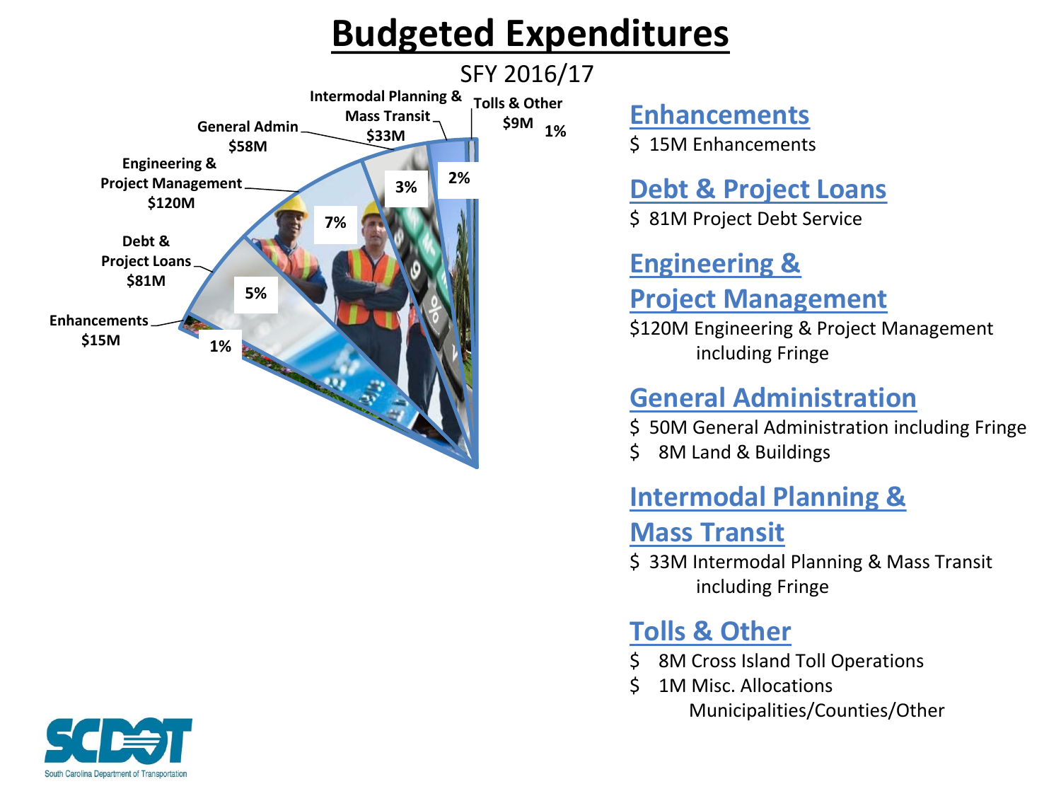# Budgeted Expenditures

SFY 2016/17

Intermodal Planning & Mass Transit $33M
Tolls & Other $9M
1%
General Admin $58M
Engineering & Project Management $120M
Debt & Project Loans $81M
Enhancements $15M
3%
2%
7%
5%
1%

## Enhancements

$ 15M Enhancements

## Debt & Project Loans

$ 81M Project Debt Service

## Engineering & Project Management

$120M Engineering & Project Management including Fringe

## General Administration

$ 50M General Administration including Fringe

$ 8M Land & Buildings

## Intermodal Planning & Mass Transit

$ 33M Intermodal Planning & Mass Transit including Fringe

## Tolls & Other

$ 8M Cross Island Toll Operations

$ 1M Misc. Allocations Municipalities/Counties/Other

SCDOT
South Carolina Department of Transportation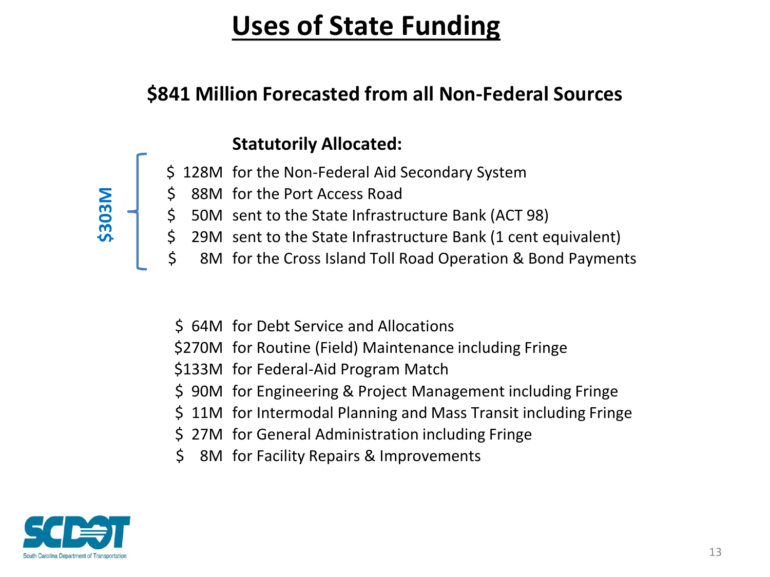# Uses of State Funding

## $841 Million Forecasted from all Non-Federal Sources

### Statutorily Allocated:

$303M

- $ 128M for the Non-Federal Aid Secondary System
- $ 88M for the Port Access Road
- $ 50M sent to the State Infrastructure Bank (ACT 98)
- $ 29M sent to the State Infrastructure Bank (1 cent equivalent)
- $ 8M for the Cross Island Toll Road Operation & Bond Payments

---

- $ 64M for Debt Service and Allocations
- $270M for Routine (Field) Maintenance including Fringe
- $133M for Federal-Aid Program Match
- $ 90M for Engineering & Project Management including Fringe
- $ 11M for Intermodal Planning and Mass Transit including Fringe
- $ 27M for General Administration including Fringe
- $ 8M for Facility Repairs & Improvements

SCDOT
South Carolina Department of Transportation